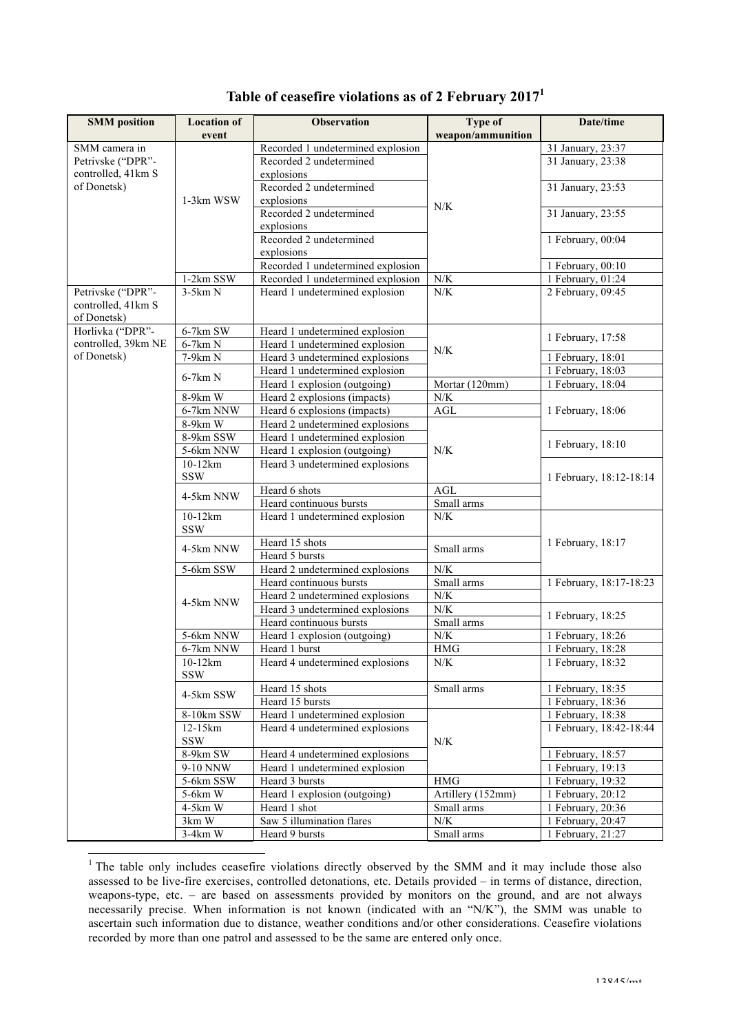## Table of ceasefire violations as of 2 February 2017[1]

| SMM position | Location of event | Observation | Type of weapon/ammunition | Date/time |
|---|---|---|---|---|
| SMM camera in Petrivske ("DPR"-controlled, 41km S of Donetsk) | 1-3km WSW | Recorded 1 undetermined explosion | N/K | 31 January, 23:37 |
| | | Recorded 2 undetermined explosions | | 31 January, 23:38 |
| | | Recorded 2 undetermined explosions | | 31 January, 23:53 |
| | | Recorded 2 undetermined explosions | | 31 January, 23:55 |
| | | Recorded 2 undetermined explosions | | 1 February, 00:04 |
| | | Recorded 1 undetermined explosion | | 1 February, 00:10 |
| | 1-2km SSW | Recorded 1 undetermined explosion | N/K | 1 February, 01:24 |
| Petrivske ("DPR"-controlled, 41km S of Donetsk) | 3-5km N | Heard 1 undetermined explosion | N/K | 2 February, 09:45 |
| Horlivka ("DPR"-controlled, 39km NE of Donetsk) | 6-7km SW | Heard 1 undetermined explosion | N/K | 1 February, 17:58 |
| | 6-7km N | Heard 1 undetermined explosion | | |
| | 7-9km N | Heard 3 undetermined explosions | | 1 February, 18:01 |
| | 6-7km N | Heard 1 undetermined explosion | | 1 February, 18:03 |
| | | Heard 1 explosion (outgoing) | Mortar (120mm) | 1 February, 18:04 |
| | 8-9km W | Heard 2 explosions (impacts) | N/K | 1 February, 18:06 |
| | 6-7km NNW | Heard 6 explosions (impacts) | AGL | |
| | 8-9km W | Heard 2 undetermined explosions | N/K | |
| | 8-9km SSW | Heard 1 undetermined explosion | | 1 February, 18:10 |
| | 5-6km NNW | Heard 1 explosion (outgoing) | | |
| | 10-12km SSW | Heard 3 undetermined explosions | | 1 February, 18:12-18:14 |
| | 4-5km NNW | Heard 6 shots | AGL | |
| | | Heard continuous bursts | Small arms | |
| | 10-12km SSW | Heard 1 undetermined explosion | N/K | 1 February, 18:17 |
| | 4-5km NNW | Heard 15 shots | Small arms | |
| | | Heard 5 bursts | | |
| | 5-6km SSW | Heard 2 undetermined explosions | N/K | |
| | 4-5km NNW | Heard continuous bursts | Small arms | 1 February, 18:17-18:23 |
| | | Heard 2 undetermined explosions | N/K | |
| | | Heard 3 undetermined explosions | N/K | 1 February, 18:25 |
| | | Heard continuous bursts | Small arms | |
| | 5-6km NNW | Heard 1 explosion (outgoing) | N/K | 1 February, 18:26 |
| | 6-7km NNW | Heard 1 burst | HMG | 1 February, 18:28 |
| | 10-12km SSW | Heard 4 undetermined explosions | N/K | 1 February, 18:32 |
| | 4-5km SSW | Heard 15 shots | Small arms | 1 February, 18:35 |
| | | Heard 15 bursts | | 1 February, 18:36 |
| | 8-10km SSW | Heard 1 undetermined explosion | N/K | 1 February, 18:38 |
| | 12-15km SSW | Heard 4 undetermined explosions | | 1 February, 18:42-18:44 |
| | 8-9km SW | Heard 4 undetermined explosions | | 1 February, 18:57 |
| | 9-10 NNW | Heard 1 undetermined explosion | | 1 February, 19:13 |
| | 5-6km SSW | Heard 3 bursts | HMG | 1 February, 19:32 |
| | 5-6km W | Heard 1 explosion (outgoing) | Artillery (152mm) | 1 February, 20:12 |
| | 4-5km W | Heard 1 shot | Small arms | 1 February, 20:36 |
| | 3km W | Saw 5 illumination flares | N/K | 1 February, 20:47 |
| | 3-4km W | Heard 9 bursts | Small arms | 1 February, 21:27 |

[1] The table only includes ceasefire violations directly observed by the SMM and it may include those also assessed to be live-fire exercises, controlled detonations, etc. Details provided – in terms of distance, direction, weapons-type, etc. – are based on assessments provided by monitors on the ground, and are not always necessarily precise. When information is not known (indicated with an "N/K"), the SMM was unable to ascertain such information due to distance, weather conditions and/or other considerations. Ceasefire violations recorded by more than one patrol and assessed to be the same are entered only once.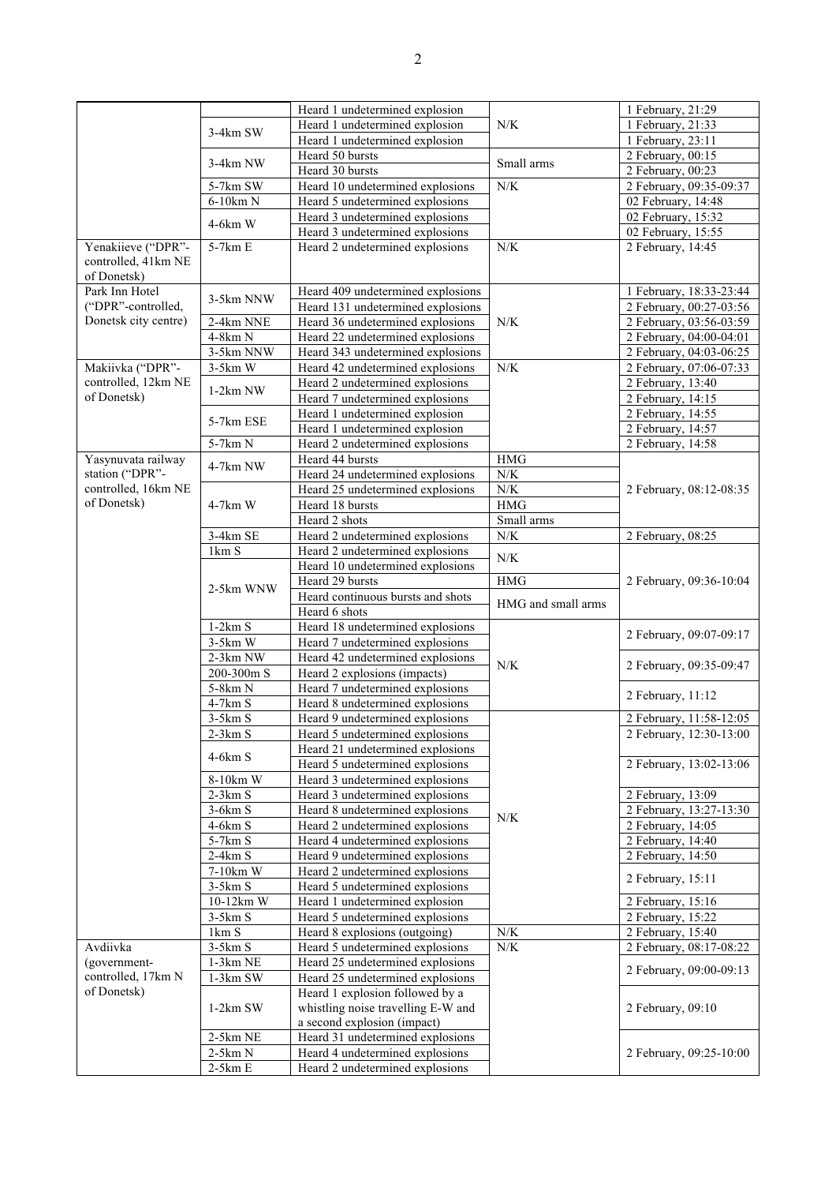| | | Heard 1 undetermined explosion | N/K | 1 February, 21:29 |
|---|---|---|---|---|
| | 3-4km SW | Heard 1 undetermined explosion | | 1 February, 21:33 |
| | | Heard 1 undetermined explosion | | 1 February, 23:11 |
| | 3-4km NW | Heard 50 bursts | Small arms | 2 February, 00:15 |
| | | Heard 30 bursts | | 2 February, 00:23 |
| | 5-7km SW | Heard 10 undetermined explosions | N/K | 2 February, 09:35-09:37 |
| | 6-10km N | Heard 5 undetermined explosions | | 02 February, 14:48 |
| | 4-6km W | Heard 3 undetermined explosions | | 02 February, 15:32 |
| | | Heard 3 undetermined explosions | | 02 February, 15:55 |
| Yenakiieve ("DPR"-controlled, 41km NE of Donetsk) | 5-7km E | Heard 2 undetermined explosions | N/K | 2 February, 14:45 |
| Park Inn Hotel ("DPR"-controlled, Donetsk city centre) | 3-5km NNW | Heard 409 undetermined explosions | N/K | 1 February, 18:33-23:44 |
| | | Heard 131 undetermined explosions | | 2 February, 00:27-03:56 |
| | 2-4km NNE | Heard 36 undetermined explosions | | 2 February, 03:56-03:59 |
| | 4-8km N | Heard 22 undetermined explosions | | 2 February, 04:00-04:01 |
| | 3-5km NNW | Heard 343 undetermined explosions | | 2 February, 04:03-06:25 |
| Makiivka ("DPR"-controlled, 12km NE of Donetsk) | 3-5km W | Heard 42 undetermined explosions | N/K | 2 February, 07:06-07:33 |
| | 1-2km NW | Heard 2 undetermined explosions | | 2 February, 13:40 |
| | | Heard 7 undetermined explosions | | 2 February, 14:15 |
| | 5-7km ESE | Heard 1 undetermined explosion | | 2 February, 14:55 |
| | | Heard 1 undetermined explosion | | 2 February, 14:57 |
| | 5-7km N | Heard 2 undetermined explosions | | 2 February, 14:58 |
| Yasynuvata railway station ("DPR"-controlled, 16km NE of Donetsk) | 4-7km NW | Heard 44 bursts | HMG | 2 February, 08:12-08:35 |
| | | Heard 24 undetermined explosions | N/K | |
| | 4-7km W | Heard 25 undetermined explosions | N/K | |
| | | Heard 18 bursts | HMG | |
| | | Heard 2 shots | Small arms | |
| | 3-4km SE | Heard 2 undetermined explosions | N/K | 2 February, 08:25 |
| | 1km S | Heard 2 undetermined explosions | N/K | 2 February, 09:36-10:04 |
| | 2-5km WNW | Heard 10 undetermined explosions | | |
| | | Heard 29 bursts | HMG | |
| | | Heard continuous bursts and shots | HMG and small arms | |
| | | Heard 6 shots | | |
| | 1-2km S | Heard 18 undetermined explosions | N/K | 2 February, 09:07-09:17 |
| | 3-5km W | Heard 7 undetermined explosions | | |
| | 2-3km NW | Heard 42 undetermined explosions | | 2 February, 09:35-09:47 |
| | 200-300m S | Heard 2 explosions (impacts) | | |
| | 5-8km N | Heard 7 undetermined explosions | | 2 February, 11:12 |
| | 4-7km S | Heard 8 undetermined explosions | | |
| | 3-5km S | Heard 9 undetermined explosions | N/K | 2 February, 11:58-12:05 |
| | 2-3km S | Heard 5 undetermined explosions | | 2 February, 12:30-13:00 |
| | 4-6km S | Heard 21 undetermined explosions | | |
| | | Heard 5 undetermined explosions | | 2 February, 13:02-13:06 |
| | 8-10km W | Heard 3 undetermined explosions | | |
| | 2-3km S | Heard 3 undetermined explosions | | 2 February, 13:09 |
| | 3-6km S | Heard 8 undetermined explosions | | 2 February, 13:27-13:30 |
| | 4-6km S | Heard 2 undetermined explosions | | 2 February, 14:05 |
| | 5-7km S | Heard 4 undetermined explosions | | 2 February, 14:40 |
| | 2-4km S | Heard 9 undetermined explosions | | 2 February, 14:50 |
| | 7-10km W | Heard 2 undetermined explosions | | 2 February, 15:11 |
| | 3-5km S | Heard 5 undetermined explosions | | |
| | 10-12km W | Heard 1 undetermined explosion | | 2 February, 15:16 |
| | 3-5km S | Heard 5 undetermined explosions | | 2 February, 15:22 |
| | 1km S | Heard 8 explosions (outgoing) | N/K | 2 February, 15:40 |
| Avdiivka (government-controlled, 17km N of Donetsk) | 3-5km S | Heard 5 undetermined explosions | N/K | 2 February, 08:17-08:22 |
| | 1-3km NE | Heard 25 undetermined explosions | | 2 February, 09:00-09:13 |
| | 1-3km SW | Heard 25 undetermined explosions | | |
| | 1-2km SW | Heard 1 explosion followed by a whistling noise travelling E-W and a second explosion (impact) | | 2 February, 09:10 |
| | 2-5km NE | Heard 31 undetermined explosions | | 2 February, 09:25-10:00 |
| | 2-5km N | Heard 4 undetermined explosions | | |
| | 2-5km E | Heard 2 undetermined explosions | | |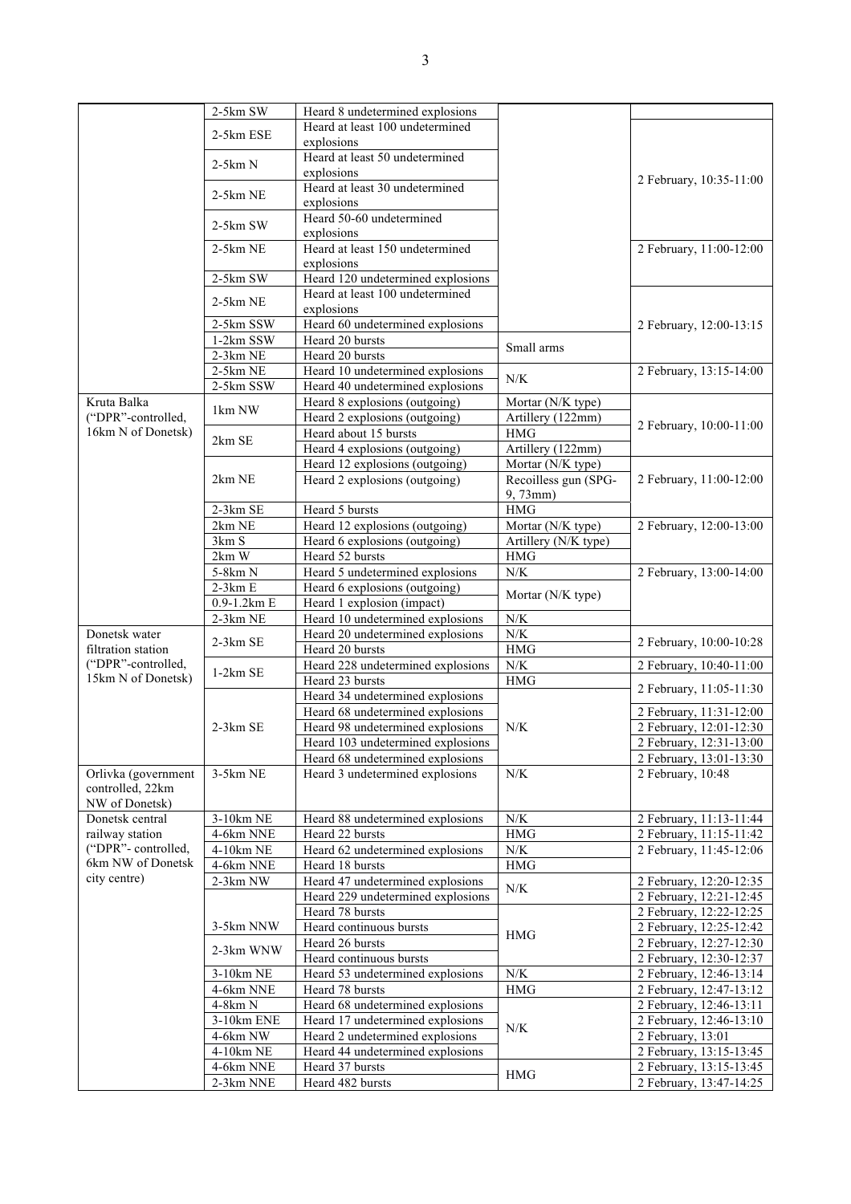| | 2-5km SW | Heard 8 undetermined explosions | | |
|---|---|---|---|---|
| | 2-5km ESE | Heard at least 100 undetermined explosions | | 2 February, 10:35-11:00 |
| | 2-5km N | Heard at least 50 undetermined explosions | | |
| | 2-5km NE | Heard at least 30 undetermined explosions | | |
| | 2-5km SW | Heard 50-60 undetermined explosions | | |
| | 2-5km NE | Heard at least 150 undetermined explosions | | 2 February, 11:00-12:00 |
| | 2-5km SW | Heard 120 undetermined explosions | | |
| | 2-5km NE | Heard at least 100 undetermined explosions | | 2 February, 12:00-13:15 |
| | 2-5km SSW | Heard 60 undetermined explosions | | |
| | 1-2km SSW | Heard 20 bursts | Small arms | |
| | 2-3km NE | Heard 20 bursts | | |
| | 2-5km NE | Heard 10 undetermined explosions | N/K | 2 February, 13:15-14:00 |
| | 2-5km SSW | Heard 40 undetermined explosions | | |
| Kruta Balka ("DPR"-controlled, 16km N of Donetsk) | 1km NW | Heard 8 explosions (outgoing) | Mortar (N/K type) | 2 February, 10:00-11:00 |
| | | Heard 2 explosions (outgoing) | Artillery (122mm) | |
| | 2km SE | Heard about 15 bursts | HMG | |
| | | Heard 4 explosions (outgoing) | Artillery (122mm) | |
| | 2km NE | Heard 12 explosions (outgoing) | Mortar (N/K type) | 2 February, 11:00-12:00 |
| | | Heard 2 explosions (outgoing) | Recoilless gun (SPG-9, 73mm) | |
| | 2-3km SE | Heard 5 bursts | HMG | |
| | 2km NE | Heard 12 explosions (outgoing) | Mortar (N/K type) | 2 February, 12:00-13:00 |
| | 3km S | Heard 6 explosions (outgoing) | Artillery (N/K type) | |
| | 2km W | Heard 52 bursts | HMG | |
| | 5-8km N | Heard 5 undetermined explosions | N/K | 2 February, 13:00-14:00 |
| | 2-3km E | Heard 6 explosions (outgoing) | Mortar (N/K type) | |
| | 0.9-1.2km E | Heard 1 explosion (impact) | | |
| | 2-3km NE | Heard 10 undetermined explosions | N/K | |
| Donetsk water filtration station ("DPR"-controlled, 15km N of Donetsk) | 2-3km SE | Heard 20 undetermined explosions | N/K | 2 February, 10:00-10:28 |
| | | Heard 20 bursts | HMG | |
| | 1-2km SE | Heard 228 undetermined explosions | N/K | 2 February, 10:40-11:00 |
| | | Heard 23 bursts | HMG | 2 February, 11:05-11:30 |
| | 2-3km SE | Heard 34 undetermined explosions | N/K | |
| | | Heard 68 undetermined explosions | | 2 February, 11:31-12:00 |
| | | Heard 98 undetermined explosions | | 2 February, 12:01-12:30 |
| | | Heard 103 undetermined explosions | | 2 February, 12:31-13:00 |
| | | Heard 68 undetermined explosions | | 2 February, 13:01-13:30 |
| Orlivka (government controlled, 22km NW of Donetsk) | 3-5km NE | Heard 3 undetermined explosions | N/K | 2 February, 10:48 |
| Donetsk central railway station ("DPR"- controlled, 6km NW of Donetsk city centre) | 3-10km NE | Heard 88 undetermined explosions | N/K | 2 February, 11:13-11:44 |
| | 4-6km NNE | Heard 22 bursts | HMG | 2 February, 11:15-11:42 |
| | 4-10km NE | Heard 62 undetermined explosions | N/K | 2 February, 11:45-12:06 |
| | 4-6km NNE | Heard 18 bursts | HMG | |
| | 2-3km NW | Heard 47 undetermined explosions | N/K | 2 February, 12:20-12:35 |
| | 3-5km NNW | Heard 229 undetermined explosions | | 2 February, 12:21-12:45 |
| | | Heard 78 bursts | HMG | 2 February, 12:22-12:25 |
| | | Heard continuous bursts | | 2 February, 12:25-12:42 |
| | 2-3km WNW | Heard 26 bursts | | 2 February, 12:27-12:30 |
| | | Heard continuous bursts | | 2 February, 12:30-12:37 |
| | 3-10km NE | Heard 53 undetermined explosions | N/K | 2 February, 12:46-13:14 |
| | 4-6km NNE | Heard 78 bursts | HMG | 2 February, 12:47-13:12 |
| | 4-8km N | Heard 68 undetermined explosions | N/K | 2 February, 12:46-13:11 |
| | 3-10km ENE | Heard 17 undetermined explosions | | 2 February, 12:46-13:10 |
| | 4-6km NW | Heard 2 undetermined explosions | | 2 February, 13:01 |
| | 4-10km NE | Heard 44 undetermined explosions | | 2 February, 13:15-13:45 |
| | 4-6km NNE | Heard 37 bursts | HMG | 2 February, 13:15-13:45 |
| | 2-3km NNE | Heard 482 bursts | | 2 February, 13:47-14:25 |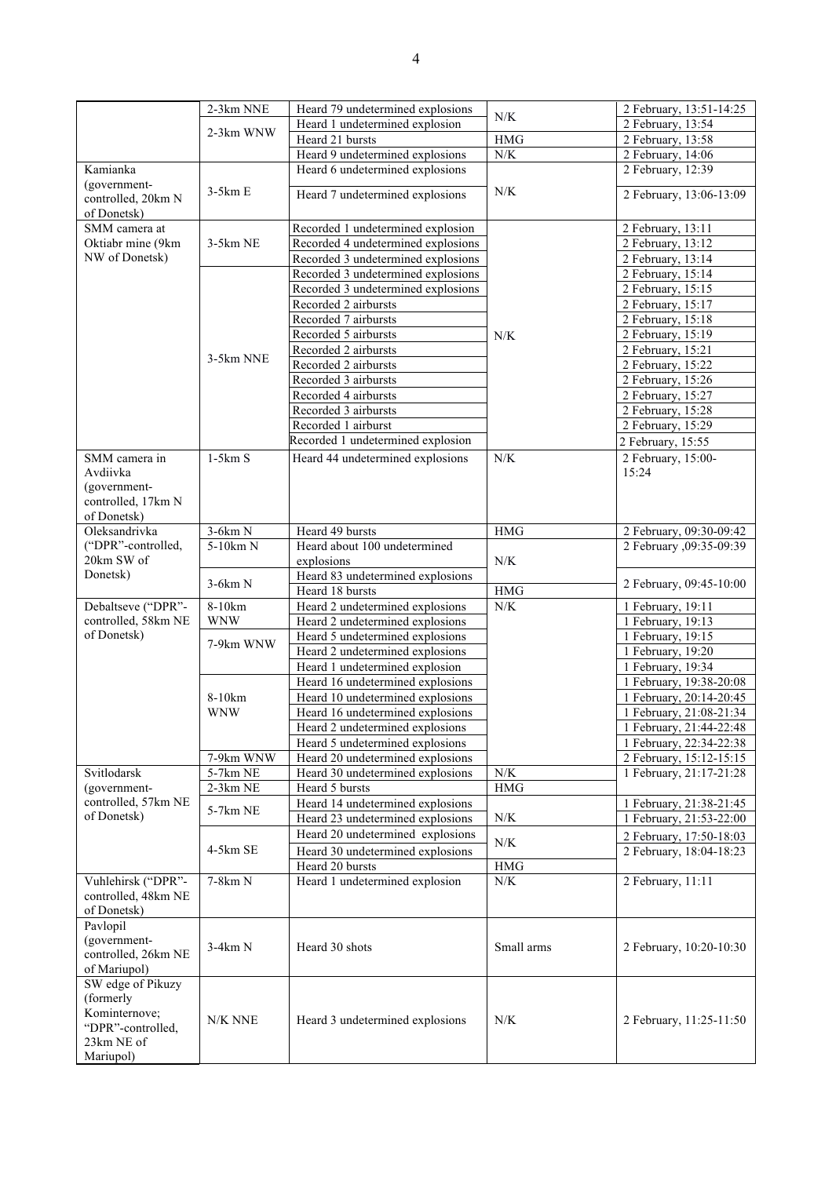| | | | | |
|---|---|---|---|---|
| | 2-3km NNE | Heard 79 undetermined explosions | N/K | 2 February, 13:51-14:25 |
| | 2-3km WNW | Heard 1 undetermined explosion | | 2 February, 13:54 |
| | | Heard 21 bursts | HMG | 2 February, 13:58 |
| | | Heard 9 undetermined explosions | N/K | 2 February, 14:06 |
| Kamianka (government-controlled, 20km N of Donetsk) | 3-5km E | Heard 6 undetermined explosions | N/K | 2 February, 12:39 |
| | | Heard 7 undetermined explosions | | 2 February, 13:06-13:09 |
| SMM camera at Oktiabr mine (9km NW of Donetsk) | 3-5km NE | Recorded 1 undetermined explosion | N/K | 2 February, 13:11 |
| | | Recorded 4 undetermined explosions | | 2 February, 13:12 |
| | | Recorded 3 undetermined explosions | | 2 February, 13:14 |
| | 3-5km NNE | Recorded 3 undetermined explosions | | 2 February, 15:14 |
| | | Recorded 3 undetermined explosions | | 2 February, 15:15 |
| | | Recorded 2 airbursts | | 2 February, 15:17 |
| | | Recorded 7 airbursts | | 2 February, 15:18 |
| | | Recorded 5 airbursts | | 2 February, 15:19 |
| | | Recorded 2 airbursts | | 2 February, 15:21 |
| | | Recorded 2 airbursts | | 2 February, 15:22 |
| | | Recorded 3 airbursts | | 2 February, 15:26 |
| | | Recorded 4 airbursts | | 2 February, 15:27 |
| | | Recorded 3 airbursts | | 2 February, 15:28 |
| | | Recorded 1 airburst | | 2 February, 15:29 |
| | | Recorded 1 undetermined explosion | | 2 February, 15:55 |
| SMM camera in Avdiivka (government-controlled, 17km N of Donetsk) | 1-5km S | Heard 44 undetermined explosions | N/K | 2 February, 15:00-15:24 |
| Oleksandrivka ("DPR"-controlled, 20km SW of Donetsk) | 3-6km N | Heard 49 bursts | HMG | 2 February, 09:30-09:42 |
| | 5-10km N | Heard about 100 undetermined explosions | N/K | 2 February ,09:35-09:39 |
| | 3-6km N | Heard 83 undetermined explosions | | 2 February, 09:45-10:00 |
| | | Heard 18 bursts | HMG | |
| Debaltseve ("DPR"-controlled, 58km NE of Donetsk) | 8-10km WNW | Heard 2 undetermined explosions | N/K | 1 February, 19:11 |
| | | Heard 2 undetermined explosions | | 1 February, 19:13 |
| | 7-9km WNW | Heard 5 undetermined explosions | | 1 February, 19:15 |
| | | Heard 2 undetermined explosions | | 1 February, 19:20 |
| | | Heard 1 undetermined explosion | | 1 February, 19:34 |
| | 8-10km WNW | Heard 16 undetermined explosions | | 1 February, 19:38-20:08 |
| | | Heard 10 undetermined explosions | | 1 February, 20:14-20:45 |
| | | Heard 16 undetermined explosions | | 1 February, 21:08-21:34 |
| | | Heard 2 undetermined explosions | | 1 February, 21:44-22:48 |
| | | Heard 5 undetermined explosions | | 1 February, 22:34-22:38 |
| | 7-9km WNW | Heard 20 undetermined explosions | | 2 February, 15:12-15:15 |
| Svitlodarsk (government-controlled, 57km NE of Donetsk) | 5-7km NE | Heard 30 undetermined explosions | N/K | 1 February, 21:17-21:28 |
| | 2-3km NE | Heard 5 bursts | HMG | |
| | 5-7km NE | Heard 14 undetermined explosions | N/K | 1 February, 21:38-21:45 |
| | | Heard 23 undetermined explosions | | 1 February, 21:53-22:00 |
| | 4-5km SE | Heard 20 undetermined explosions | N/K | 2 February, 17:50-18:03 |
| | | Heard 30 undetermined explosions | | 2 February, 18:04-18:23 |
| | | Heard 20 bursts | HMG | |
| Vuhlehirsk ("DPR"-controlled, 48km NE of Donetsk) | 7-8km N | Heard 1 undetermined explosion | N/K | 2 February, 11:11 |
| Pavlopil (government-controlled, 26km NE of Mariupol) | 3-4km N | Heard 30 shots | Small arms | 2 February, 10:20-10:30 |
| SW edge of Pikuzy (formerly Kominternove; "DPR"-controlled, 23km NE of Mariupol) | N/K NNE | Heard 3 undetermined explosions | N/K | 2 February, 11:25-11:50 |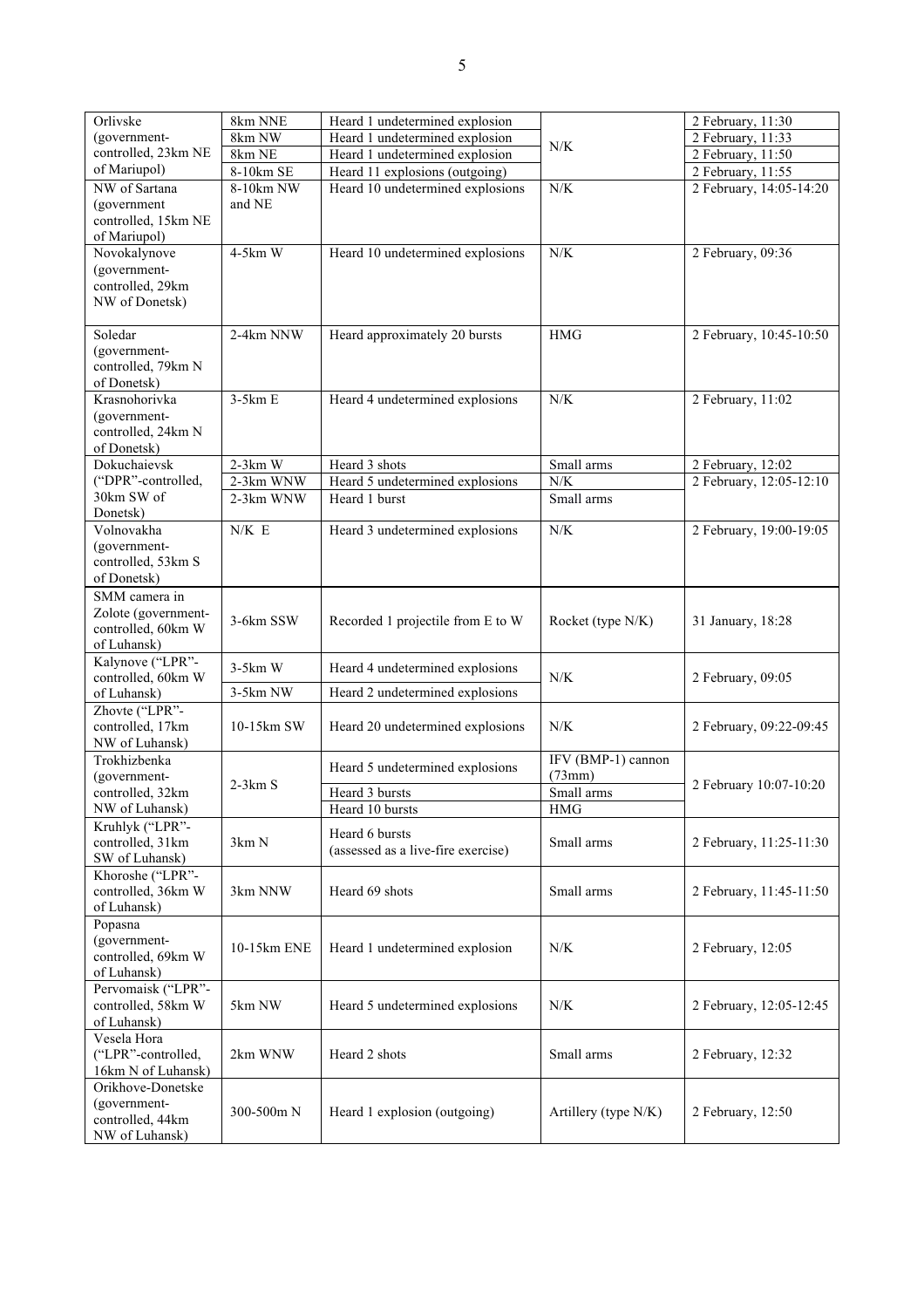| Orlivske (government-controlled, 23km NE of Mariupol) | 8km NNE | Heard 1 undetermined explosion | N/K | 2 February, 11:30 |
|---|---|---|---|---|
| | 8km NW | Heard 1 undetermined explosion | | 2 February, 11:33 |
| | 8km NE | Heard 1 undetermined explosion | | 2 February, 11:50 |
| | 8-10km SE | Heard 11 explosions (outgoing) | | 2 February, 11:55 |
| NW of Sartana (government controlled, 15km NE of Mariupol) | 8-10km NW and NE | Heard 10 undetermined explosions | N/K | 2 February, 14:05-14:20 |
| Novokalynove (government-controlled, 29km NW of Donetsk) | 4-5km W | Heard 10 undetermined explosions | N/K | 2 February, 09:36 |
| Soledar (government-controlled, 79km N of Donetsk) | 2-4km NNW | Heard approximately 20 bursts | HMG | 2 February, 10:45-10:50 |
| Krasnohorivka (government-controlled, 24km N of Donetsk) | 3-5km E | Heard 4 undetermined explosions | N/K | 2 February, 11:02 |
| Dokuchaievsk ("DPR"-controlled, 30km SW of Donetsk) | 2-3km W | Heard 3 shots | Small arms | 2 February, 12:02 |
| | 2-3km WNW | Heard 5 undetermined explosions | N/K | 2 February, 12:05-12:10 |
| | 2-3km WNW | Heard 1 burst | Small arms | |
| Volnovakha (government-controlled, 53km S of Donetsk) | N/K E | Heard 3 undetermined explosions | N/K | 2 February, 19:00-19:05 |
| SMM camera in Zolote (government-controlled, 60km W of Luhansk) | 3-6km SSW | Recorded 1 projectile from E to W | Rocket (type N/K) | 31 January, 18:28 |
| Kalynove ("LPR"-controlled, 60km W of Luhansk) | 3-5km W | Heard 4 undetermined explosions | N/K | 2 February, 09:05 |
| | 3-5km NW | Heard 2 undetermined explosions | | |
| Zhovte ("LPR"-controlled, 17km NW of Luhansk) | 10-15km SW | Heard 20 undetermined explosions | N/K | 2 February, 09:22-09:45 |
| Trokhizbenka (government-controlled, 32km NW of Luhansk) | 2-3km S | Heard 5 undetermined explosions | IFV (BMP-1) cannon (73mm) | 2 February 10:07-10:20 |
| | | Heard 3 bursts | Small arms | |
| | | Heard 10 bursts | HMG | |
| Kruhlyk ("LPR"-controlled, 31km SW of Luhansk) | 3km N | Heard 6 bursts (assessed as a live-fire exercise) | Small arms | 2 February, 11:25-11:30 |
| Khoroshe ("LPR"-controlled, 36km W of Luhansk) | 3km NNW | Heard 69 shots | Small arms | 2 February, 11:45-11:50 |
| Popasna (government-controlled, 69km W of Luhansk) | 10-15km ENE | Heard 1 undetermined explosion | N/K | 2 February, 12:05 |
| Pervomaisk ("LPR"-controlled, 58km W of Luhansk) | 5km NW | Heard 5 undetermined explosions | N/K | 2 February, 12:05-12:45 |
| Vesela Hora ("LPR"-controlled, 16km N of Luhansk) | 2km WNW | Heard 2 shots | Small arms | 2 February, 12:32 |
| Orikhove-Donetske (government-controlled, 44km NW of Luhansk) | 300-500m N | Heard 1 explosion (outgoing) | Artillery (type N/K) | 2 February, 12:50 |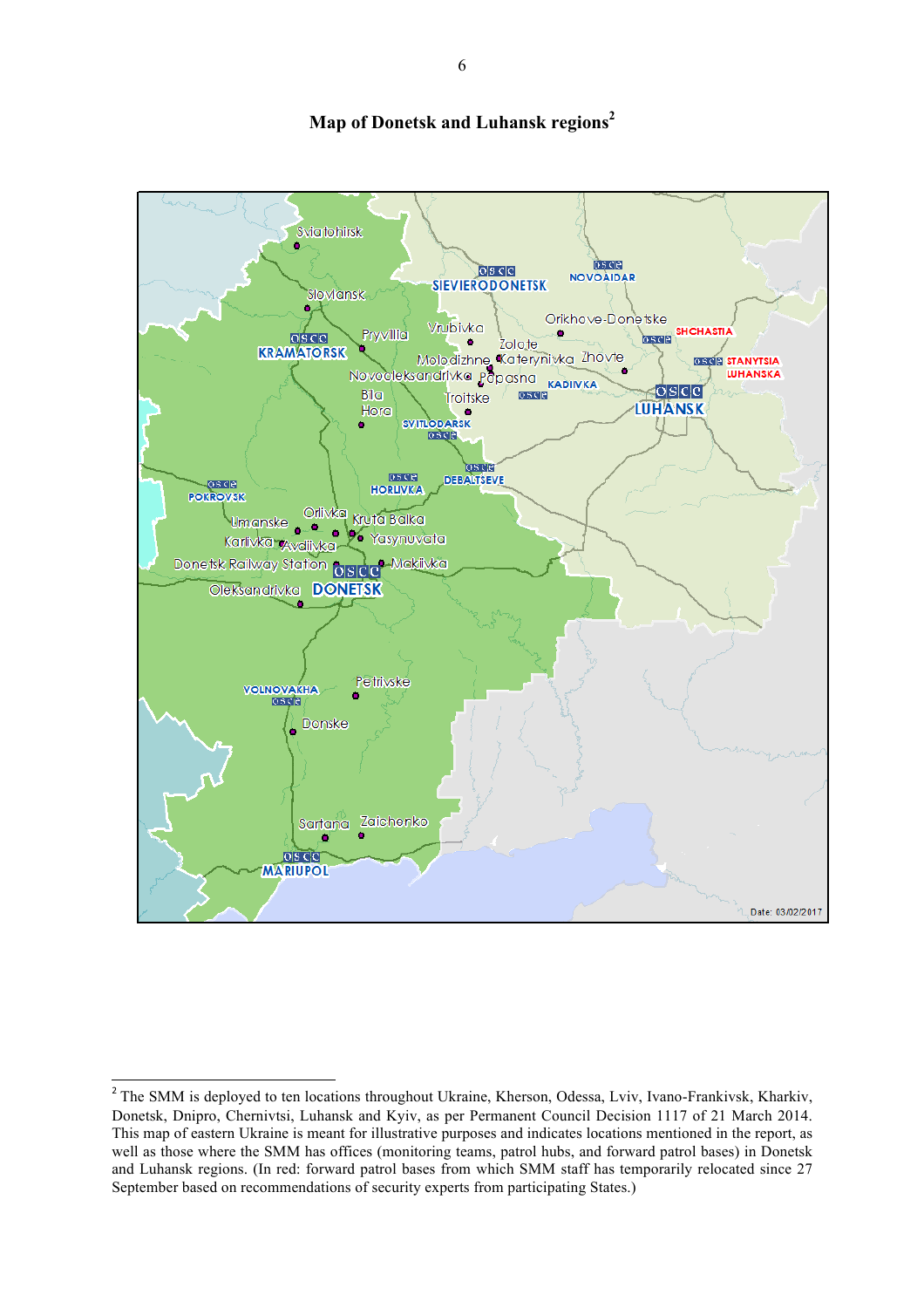**Map of Donetsk and Luhansk regions[2]**

Sviatohirsk
Sloviansk
OSCE KRAMATORSK
Pryvillia
OSCE SIEVIERODONETSK
OSCE NOVOAIDAR
Vrubivka
Orikhove-Donetske
SHCHASTIA
Zolote
Molodizhne
Katerynivka
Zhovte
OSCE STANYTSIA LUHANSKA
Novooleksandrivka
Popasna
KADIIVKA
OSCE LUHANSK
Bila Hora
Troitske
SVITLODARSK
OSCE DEBALTSEVE
OSCE HORLIVKA
OSCE POKROVSK
Orlivka
Kruta Balka
Umanske
Yasynuvata
Karlivka
Avdiivka
Donetsk Railway Station
Makiivka
OSCE DONETSK
Oleksandrivka
Petrivske
VOLNOVAKHA OSCE
Donske
Sartana
Zaichenko
OSCE MARIUPOL
Date: 03/02/2017

---

[2] The SMM is deployed to ten locations throughout Ukraine, Kherson, Odessa, Lviv, Ivano-Frankivsk, Kharkiv, Donetsk, Dnipro, Chernivtsi, Luhansk and Kyiv, as per Permanent Council Decision 1117 of 21 March 2014. This map of eastern Ukraine is meant for illustrative purposes and indicates locations mentioned in the report, as well as those where the SMM has offices (monitoring teams, patrol hubs, and forward patrol bases) in Donetsk and Luhansk regions. (In red: forward patrol bases from which SMM staff has temporarily relocated since 27 September based on recommendations of security experts from participating States.)